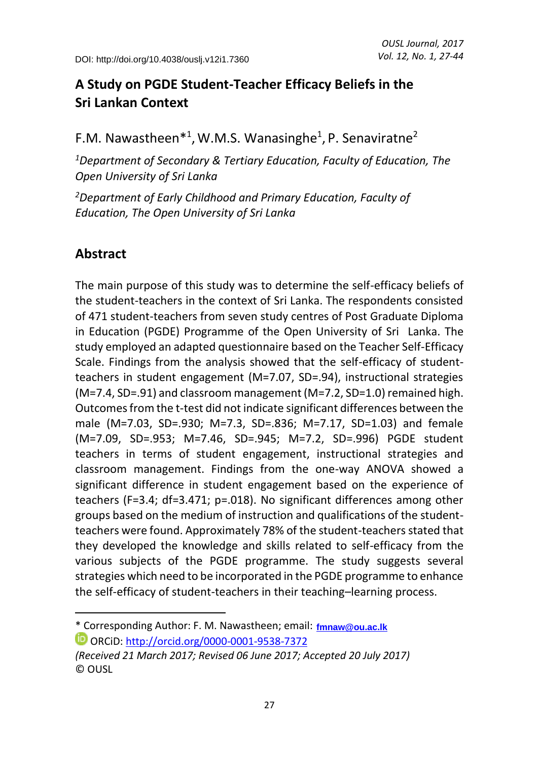DOI: http://doi.org/10.4038/ouslj.v12i1.7360

# A Study on PGDE Student-Teacher Efficacy Beliefs in the Sri Lankan Context

F.M. Nawastheen*[1], W.M.S. Wanasinghe[1], P. Senaviratne[2]

[1] *Department of Secondary & Tertiary Education, Faculty of Education, The Open University of Sri Lanka*

[2] *Department of Early Childhood and Primary Education, Faculty of Education, The Open University of Sri Lanka*

## Abstract

The main purpose of this study was to determine the self-efficacy beliefs of the student-teachers in the context of Sri Lanka. The respondents consisted of 471 student-teachers from seven study centres of Post Graduate Diploma in Education (PGDE) Programme of the Open University of Sri Lanka. The study employed an adapted questionnaire based on the Teacher Self-Efficacy Scale. Findings from the analysis showed that the self-efficacy of student-teachers in student engagement (M=7.07, SD=.94), instructional strategies (M=7.4, SD=.91) and classroom management (M=7.2, SD=1.0) remained high. Outcomes from the t-test did not indicate significant differences between the male (M=7.03, SD=.930; M=7.3, SD=.836; M=7.17, SD=1.03) and female (M=7.09, SD=.953; M=7.46, SD=.945; M=7.2, SD=.996) PGDE student teachers in terms of student engagement, instructional strategies and classroom management. Findings from the one-way ANOVA showed a significant difference in student engagement based on the experience of teachers (F=3.4; df=3.471; p=.018). No significant differences among other groups based on the medium of instruction and qualifications of the student-teachers were found. Approximately 78% of the student-teachers stated that they developed the knowledge and skills related to self-efficacy from the various subjects of the PGDE programme. The study suggests several strategies which need to be incorporated in the PGDE programme to enhance the self-efficacy of student-teachers in their teaching–learning process.

---

\* Corresponding Author: F. M. Nawastheen; email: fmnaw@ou.ac.lk

ORCiD: http://orcid.org/0000-0001-9538-7372

*(Received 21 March 2017; Revised 06 June 2017; Accepted 20 July 2017)*

© OUSL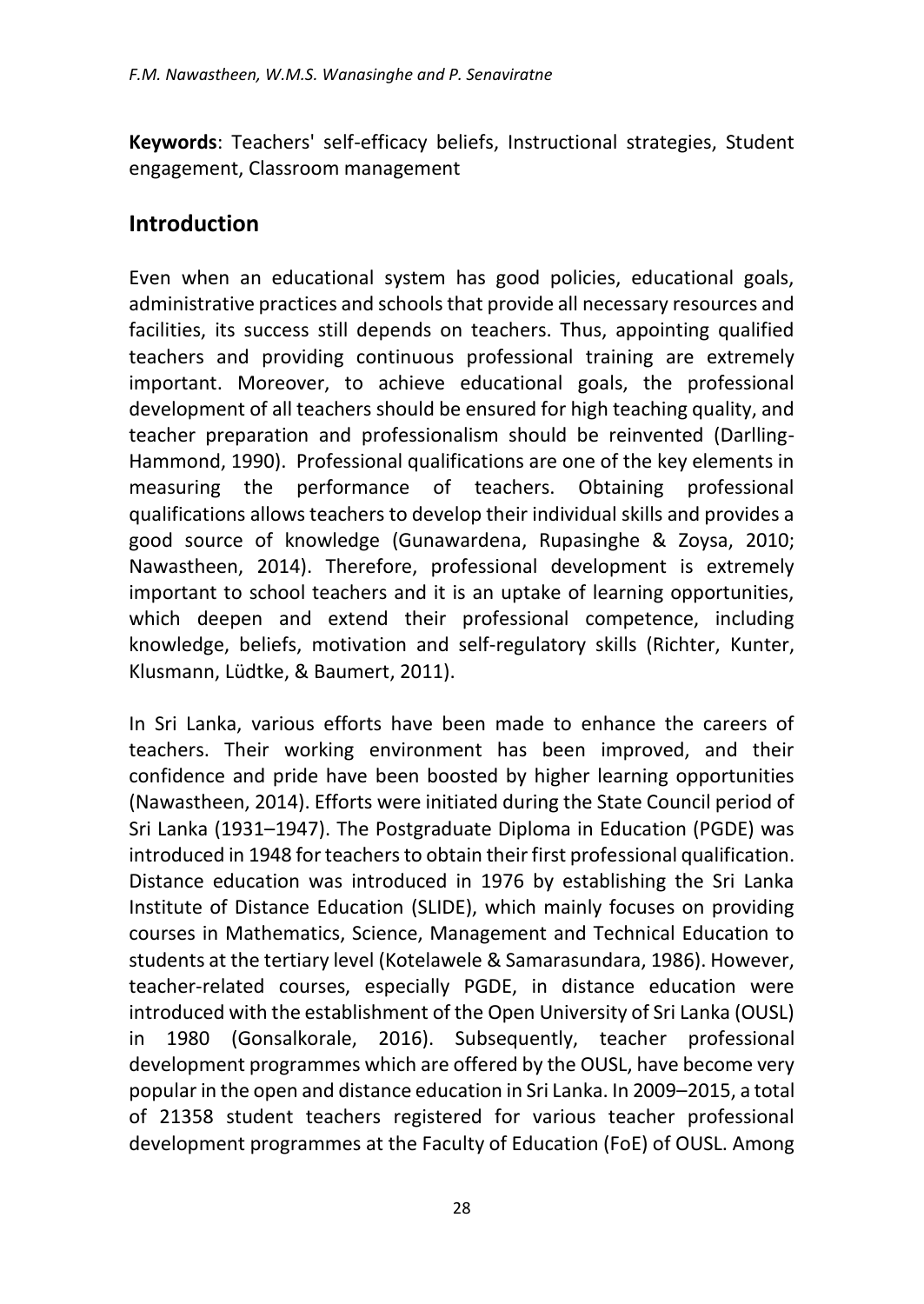**Keywords**: Teachers' self-efficacy beliefs, Instructional strategies, Student engagement, Classroom management

## Introduction

Even when an educational system has good policies, educational goals, administrative practices and schools that provide all necessary resources and facilities, its success still depends on teachers. Thus, appointing qualified teachers and providing continuous professional training are extremely important. Moreover, to achieve educational goals, the professional development of all teachers should be ensured for high teaching quality, and teacher preparation and professionalism should be reinvented (Darlling-Hammond, 1990). Professional qualifications are one of the key elements in measuring the performance of teachers. Obtaining professional qualifications allows teachers to develop their individual skills and provides a good source of knowledge (Gunawardena, Rupasinghe & Zoysa, 2010; Nawastheen, 2014). Therefore, professional development is extremely important to school teachers and it is an uptake of learning opportunities, which deepen and extend their professional competence, including knowledge, beliefs, motivation and self-regulatory skills (Richter, Kunter, Klusmann, Lüdtke, & Baumert, 2011).

In Sri Lanka, various efforts have been made to enhance the careers of teachers. Their working environment has been improved, and their confidence and pride have been boosted by higher learning opportunities (Nawastheen, 2014). Efforts were initiated during the State Council period of Sri Lanka (1931–1947). The Postgraduate Diploma in Education (PGDE) was introduced in 1948 for teachers to obtain their first professional qualification. Distance education was introduced in 1976 by establishing the Sri Lanka Institute of Distance Education (SLIDE), which mainly focuses on providing courses in Mathematics, Science, Management and Technical Education to students at the tertiary level (Kotelawele & Samarasundara, 1986). However, teacher-related courses, especially PGDE, in distance education were introduced with the establishment of the Open University of Sri Lanka (OUSL) in 1980 (Gonsalkorale, 2016). Subsequently, teacher professional development programmes which are offered by the OUSL, have become very popular in the open and distance education in Sri Lanka. In 2009–2015, a total of 21358 student teachers registered for various teacher professional development programmes at the Faculty of Education (FoE) of OUSL. Among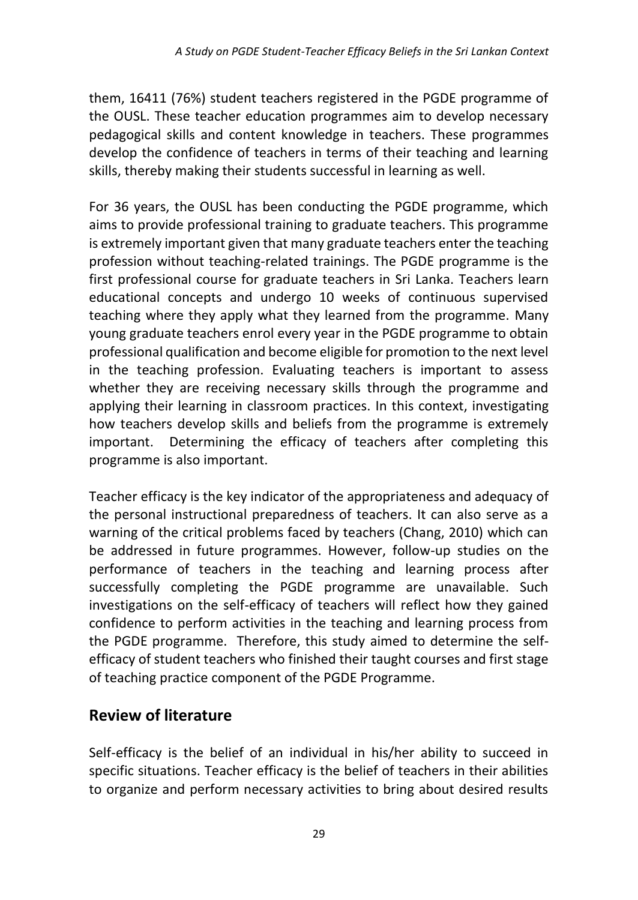them, 16411 (76%) student teachers registered in the PGDE programme of the OUSL. These teacher education programmes aim to develop necessary pedagogical skills and content knowledge in teachers. These programmes develop the confidence of teachers in terms of their teaching and learning skills, thereby making their students successful in learning as well.

For 36 years, the OUSL has been conducting the PGDE programme, which aims to provide professional training to graduate teachers. This programme is extremely important given that many graduate teachers enter the teaching profession without teaching-related trainings. The PGDE programme is the first professional course for graduate teachers in Sri Lanka. Teachers learn educational concepts and undergo 10 weeks of continuous supervised teaching where they apply what they learned from the programme. Many young graduate teachers enrol every year in the PGDE programme to obtain professional qualification and become eligible for promotion to the next level in the teaching profession. Evaluating teachers is important to assess whether they are receiving necessary skills through the programme and applying their learning in classroom practices. In this context, investigating how teachers develop skills and beliefs from the programme is extremely important. Determining the efficacy of teachers after completing this programme is also important.

Teacher efficacy is the key indicator of the appropriateness and adequacy of the personal instructional preparedness of teachers. It can also serve as a warning of the critical problems faced by teachers (Chang, 2010) which can be addressed in future programmes. However, follow-up studies on the performance of teachers in the teaching and learning process after successfully completing the PGDE programme are unavailable. Such investigations on the self-efficacy of teachers will reflect how they gained confidence to perform activities in the teaching and learning process from the PGDE programme. Therefore, this study aimed to determine the self-efficacy of student teachers who finished their taught courses and first stage of teaching practice component of the PGDE Programme.

## Review of literature

Self-efficacy is the belief of an individual in his/her ability to succeed in specific situations. Teacher efficacy is the belief of teachers in their abilities to organize and perform necessary activities to bring about desired results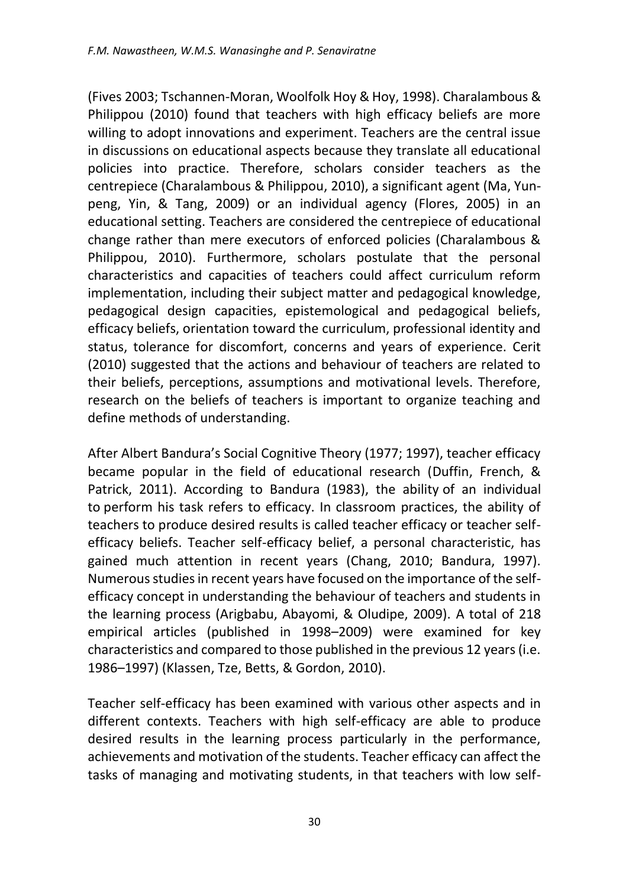(Fives 2003; Tschannen-Moran, Woolfolk Hoy & Hoy, 1998). Charalambous & Philippou (2010) found that teachers with high efficacy beliefs are more willing to adopt innovations and experiment. Teachers are the central issue in discussions on educational aspects because they translate all educational policies into practice. Therefore, scholars consider teachers as the centrepiece (Charalambous & Philippou, 2010), a significant agent (Ma, Yun-peng, Yin, & Tang, 2009) or an individual agency (Flores, 2005) in an educational setting. Teachers are considered the centrepiece of educational change rather than mere executors of enforced policies (Charalambous & Philippou, 2010). Furthermore, scholars postulate that the personal characteristics and capacities of teachers could affect curriculum reform implementation, including their subject matter and pedagogical knowledge, pedagogical design capacities, epistemological and pedagogical beliefs, efficacy beliefs, orientation toward the curriculum, professional identity and status, tolerance for discomfort, concerns and years of experience. Cerit (2010) suggested that the actions and behaviour of teachers are related to their beliefs, perceptions, assumptions and motivational levels. Therefore, research on the beliefs of teachers is important to organize teaching and define methods of understanding.

After Albert Bandura's Social Cognitive Theory (1977; 1997), teacher efficacy became popular in the field of educational research (Duffin, French, & Patrick, 2011). According to Bandura (1983), the ability of an individual to perform his task refers to efficacy. In classroom practices, the ability of teachers to produce desired results is called teacher efficacy or teacher self-efficacy beliefs. Teacher self-efficacy belief, a personal characteristic, has gained much attention in recent years (Chang, 2010; Bandura, 1997). Numerous studies in recent years have focused on the importance of the self-efficacy concept in understanding the behaviour of teachers and students in the learning process (Arigbabu, Abayomi, & Oludipe, 2009). A total of 218 empirical articles (published in 1998–2009) were examined for key characteristics and compared to those published in the previous 12 years (i.e. 1986–1997) (Klassen, Tze, Betts, & Gordon, 2010).

Teacher self-efficacy has been examined with various other aspects and in different contexts. Teachers with high self-efficacy are able to produce desired results in the learning process particularly in the performance, achievements and motivation of the students. Teacher efficacy can affect the tasks of managing and motivating students, in that teachers with low self-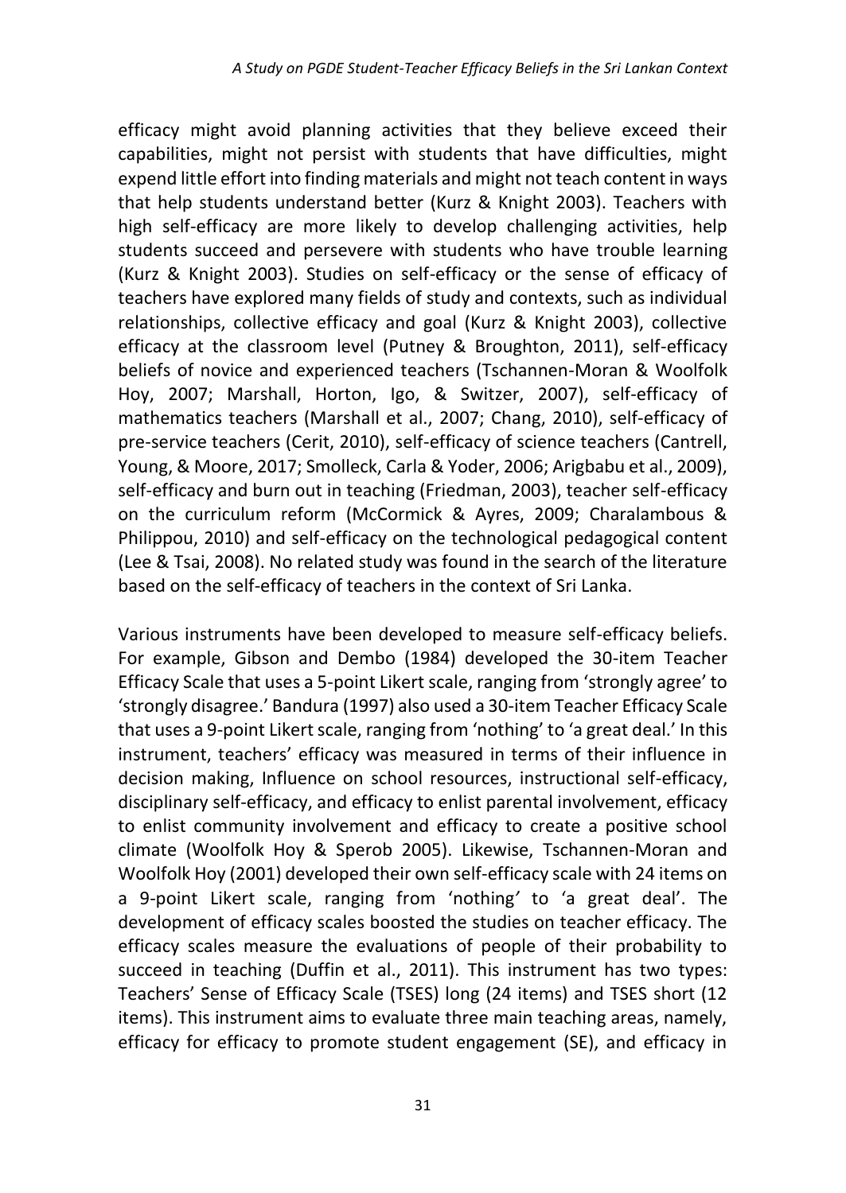efficacy might avoid planning activities that they believe exceed their capabilities, might not persist with students that have difficulties, might expend little effort into finding materials and might not teach content in ways that help students understand better (Kurz & Knight 2003). Teachers with high self-efficacy are more likely to develop challenging activities, help students succeed and persevere with students who have trouble learning (Kurz & Knight 2003). Studies on self-efficacy or the sense of efficacy of teachers have explored many fields of study and contexts, such as individual relationships, collective efficacy and goal (Kurz & Knight 2003), collective efficacy at the classroom level (Putney & Broughton, 2011), self-efficacy beliefs of novice and experienced teachers (Tschannen-Moran & Woolfolk Hoy, 2007; Marshall, Horton, Igo, & Switzer, 2007), self-efficacy of mathematics teachers (Marshall et al., 2007; Chang, 2010), self-efficacy of pre-service teachers (Cerit, 2010), self-efficacy of science teachers (Cantrell, Young, & Moore, 2017; Smolleck, Carla & Yoder, 2006; Arigbabu et al., 2009), self-efficacy and burn out in teaching (Friedman, 2003), teacher self-efficacy on the curriculum reform (McCormick & Ayres, 2009; Charalambous & Philippou, 2010) and self-efficacy on the technological pedagogical content (Lee & Tsai, 2008). No related study was found in the search of the literature based on the self-efficacy of teachers in the context of Sri Lanka.

Various instruments have been developed to measure self-efficacy beliefs. For example, Gibson and Dembo (1984) developed the 30-item Teacher Efficacy Scale that uses a 5-point Likert scale, ranging from 'strongly agree' to 'strongly disagree.' Bandura (1997) also used a 30-item Teacher Efficacy Scale that uses a 9-point Likert scale, ranging from 'nothing' to 'a great deal.' In this instrument, teachers' efficacy was measured in terms of their influence in decision making, Influence on school resources, instructional self-efficacy, disciplinary self-efficacy, and efficacy to enlist parental involvement, efficacy to enlist community involvement and efficacy to create a positive school climate (Woolfolk Hoy & Sperob 2005). Likewise, Tschannen-Moran and Woolfolk Hoy (2001) developed their own self-efficacy scale with 24 items on a 9-point Likert scale, ranging from 'nothing' to 'a great deal'. The development of efficacy scales boosted the studies on teacher efficacy. The efficacy scales measure the evaluations of people of their probability to succeed in teaching (Duffin et al., 2011). This instrument has two types: Teachers' Sense of Efficacy Scale (TSES) long (24 items) and TSES short (12 items). This instrument aims to evaluate three main teaching areas, namely, efficacy for efficacy to promote student engagement (SE), and efficacy in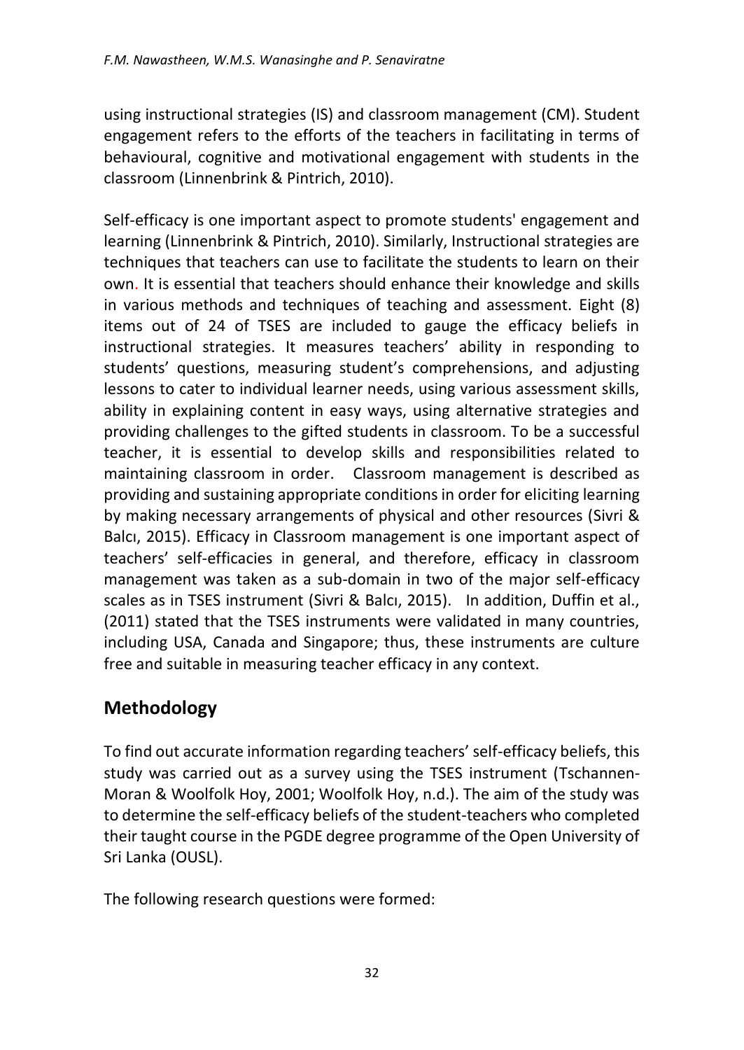using instructional strategies (IS) and classroom management (CM). Student engagement refers to the efforts of the teachers in facilitating in terms of behavioural, cognitive and motivational engagement with students in the classroom (Linnenbrink & Pintrich, 2010).

Self-efficacy is one important aspect to promote students' engagement and learning (Linnenbrink & Pintrich, 2010). Similarly, Instructional strategies are techniques that teachers can use to facilitate the students to learn on their own. It is essential that teachers should enhance their knowledge and skills in various methods and techniques of teaching and assessment. Eight (8) items out of 24 of TSES are included to gauge the efficacy beliefs in instructional strategies. It measures teachers' ability in responding to students' questions, measuring student's comprehensions, and adjusting lessons to cater to individual learner needs, using various assessment skills, ability in explaining content in easy ways, using alternative strategies and providing challenges to the gifted students in classroom. To be a successful teacher, it is essential to develop skills and responsibilities related to maintaining classroom in order. Classroom management is described as providing and sustaining appropriate conditions in order for eliciting learning by making necessary arrangements of physical and other resources (Sivri & Balcı, 2015). Efficacy in Classroom management is one important aspect of teachers' self-efficacies in general, and therefore, efficacy in classroom management was taken as a sub-domain in two of the major self-efficacy scales as in TSES instrument (Sivri & Balcı, 2015). In addition, Duffin et al., (2011) stated that the TSES instruments were validated in many countries, including USA, Canada and Singapore; thus, these instruments are culture free and suitable in measuring teacher efficacy in any context.

## Methodology

To find out accurate information regarding teachers' self-efficacy beliefs, this study was carried out as a survey using the TSES instrument (Tschannen-Moran & Woolfolk Hoy, 2001; Woolfolk Hoy, n.d.). The aim of the study was to determine the self-efficacy beliefs of the student-teachers who completed their taught course in the PGDE degree programme of the Open University of Sri Lanka (OUSL).

The following research questions were formed: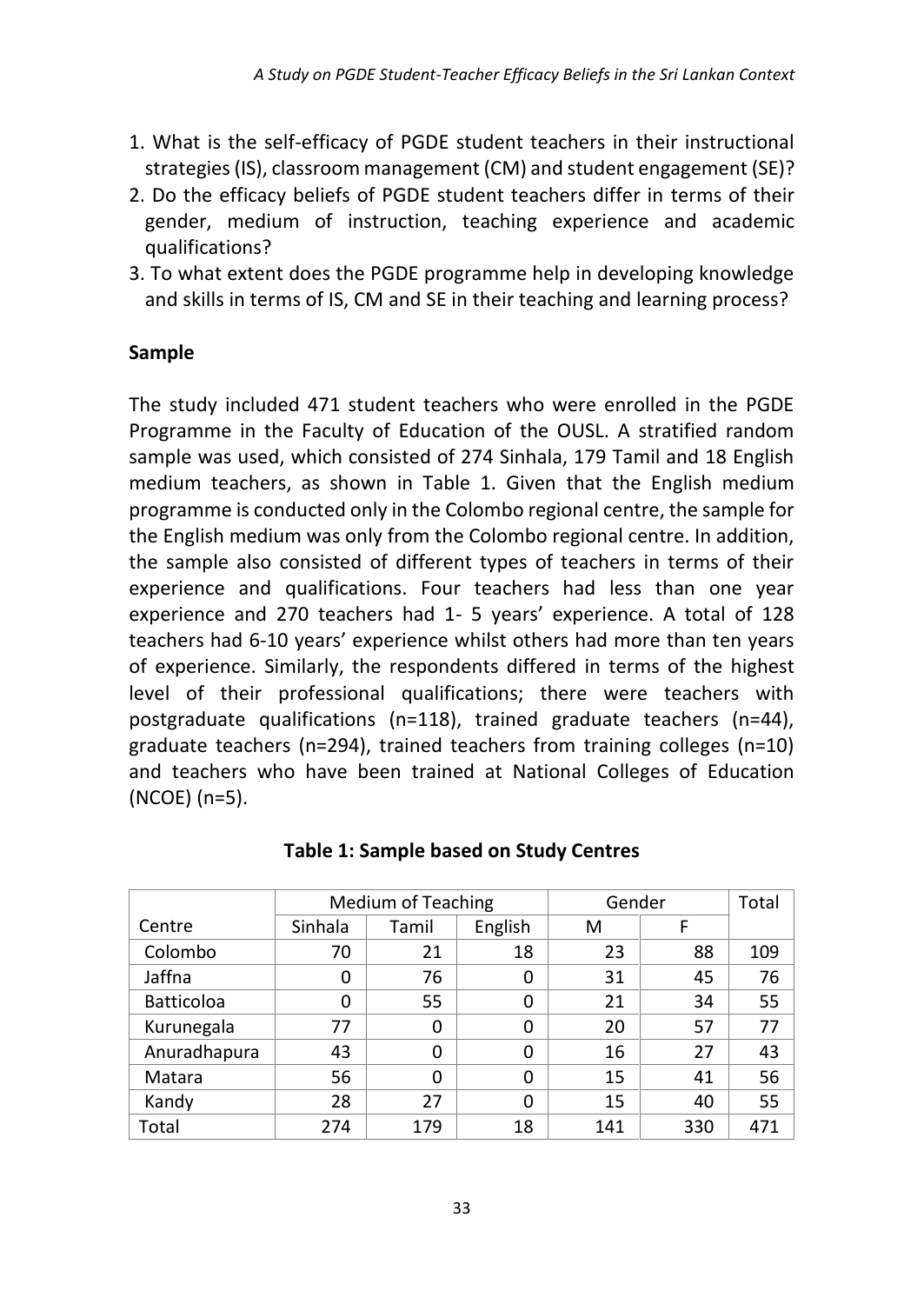1. What is the self-efficacy of PGDE student teachers in their instructional strategies (IS), classroom management (CM) and student engagement (SE)?
2. Do the efficacy beliefs of PGDE student teachers differ in terms of their gender, medium of instruction, teaching experience and academic qualifications?
3. To what extent does the PGDE programme help in developing knowledge and skills in terms of IS, CM and SE in their teaching and learning process?

**Sample**

The study included 471 student teachers who were enrolled in the PGDE Programme in the Faculty of Education of the OUSL. A stratified random sample was used, which consisted of 274 Sinhala, 179 Tamil and 18 English medium teachers, as shown in Table 1. Given that the English medium programme is conducted only in the Colombo regional centre, the sample for the English medium was only from the Colombo regional centre. In addition, the sample also consisted of different types of teachers in terms of their experience and qualifications. Four teachers had less than one year experience and 270 teachers had 1- 5 years' experience. A total of 128 teachers had 6-10 years' experience whilst others had more than ten years of experience. Similarly, the respondents differed in terms of the highest level of their professional qualifications; there were teachers with postgraduate qualifications (n=118), trained graduate teachers (n=44), graduate teachers (n=294), trained teachers from training colleges (n=10) and teachers who have been trained at National Colleges of Education (NCOE) (n=5).

**Table 1: Sample based on Study Centres**

| | Medium of Teaching | | | Gender | | Total |
|---|---|---|---|---|---|---|
| Centre | Sinhala | Tamil | English | M | F | |
| Colombo | 70 | 21 | 18 | 23 | 88 | 109 |
| Jaffna | 0 | 76 | 0 | 31 | 45 | 76 |
| Batticoloa | 0 | 55 | 0 | 21 | 34 | 55 |
| Kurunegala | 77 | 0 | 0 | 20 | 57 | 77 |
| Anuradhapura | 43 | 0 | 0 | 16 | 27 | 43 |
| Matara | 56 | 0 | 0 | 15 | 41 | 56 |
| Kandy | 28 | 27 | 0 | 15 | 40 | 55 |
| Total | 274 | 179 | 18 | 141 | 330 | 471 |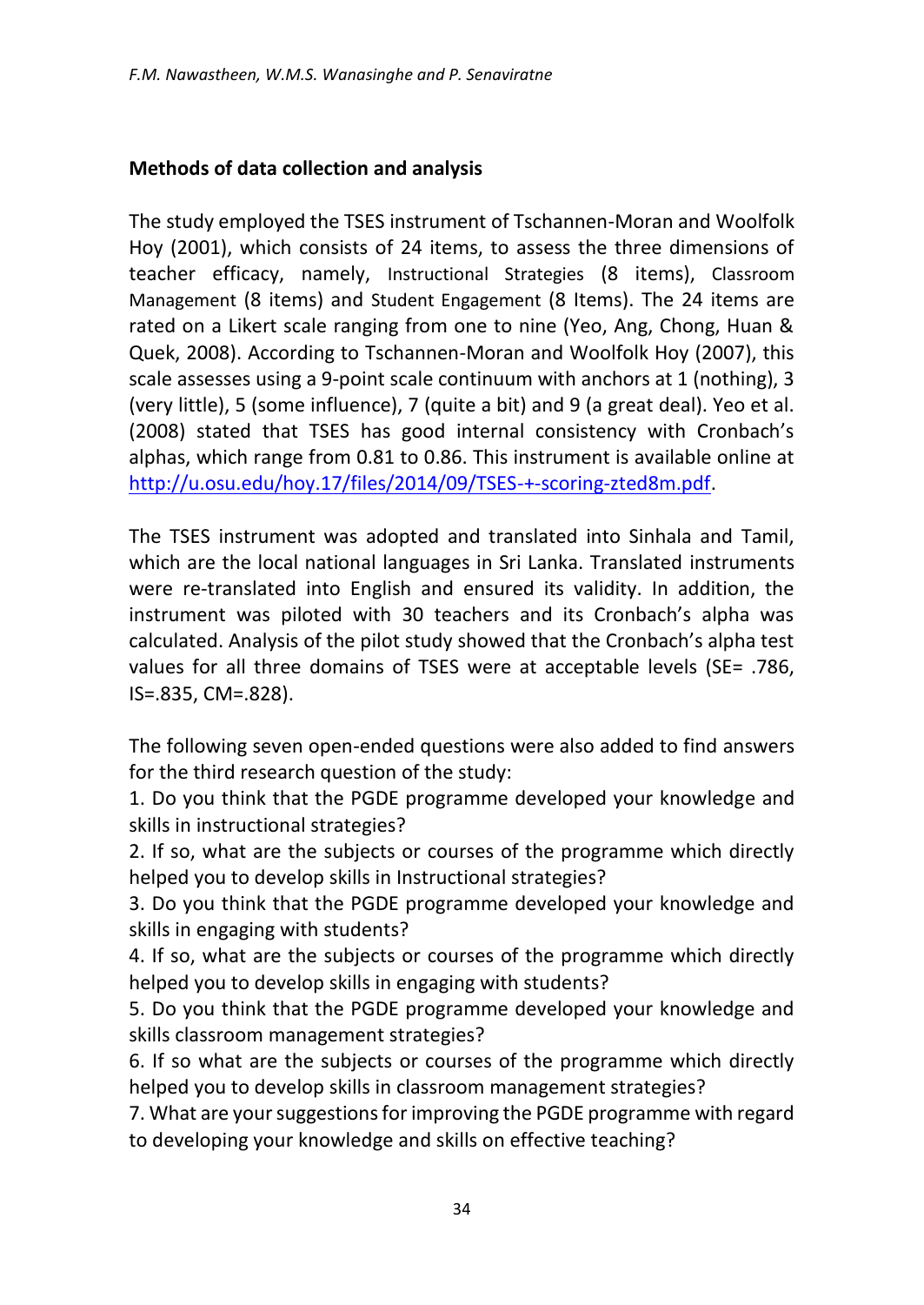**Methods of data collection and analysis**

The study employed the TSES instrument of Tschannen-Moran and Woolfolk Hoy (2001), which consists of 24 items, to assess the three dimensions of teacher efficacy, namely, Instructional Strategies (8 items), Classroom Management (8 items) and Student Engagement (8 Items). The 24 items are rated on a Likert scale ranging from one to nine (Yeo, Ang, Chong, Huan & Quek, 2008). According to Tschannen-Moran and Woolfolk Hoy (2007), this scale assesses using a 9-point scale continuum with anchors at 1 (nothing), 3 (very little), 5 (some influence), 7 (quite a bit) and 9 (a great deal). Yeo et al. (2008) stated that TSES has good internal consistency with Cronbach's alphas, which range from 0.81 to 0.86. This instrument is available online at http://u.osu.edu/hoy.17/files/2014/09/TSES-+-scoring-zted8m.pdf.

The TSES instrument was adopted and translated into Sinhala and Tamil, which are the local national languages in Sri Lanka. Translated instruments were re-translated into English and ensured its validity. In addition, the instrument was piloted with 30 teachers and its Cronbach's alpha was calculated. Analysis of the pilot study showed that the Cronbach's alpha test values for all three domains of TSES were at acceptable levels (SE= .786, IS=.835, CM=.828).

The following seven open-ended questions were also added to find answers for the third research question of the study:

1. Do you think that the PGDE programme developed your knowledge and skills in instructional strategies?
2. If so, what are the subjects or courses of the programme which directly helped you to develop skills in Instructional strategies?
3. Do you think that the PGDE programme developed your knowledge and skills in engaging with students?
4. If so, what are the subjects or courses of the programme which directly helped you to develop skills in engaging with students?
5. Do you think that the PGDE programme developed your knowledge and skills classroom management strategies?
6. If so what are the subjects or courses of the programme which directly helped you to develop skills in classroom management strategies?
7. What are your suggestions for improving the PGDE programme with regard to developing your knowledge and skills on effective teaching?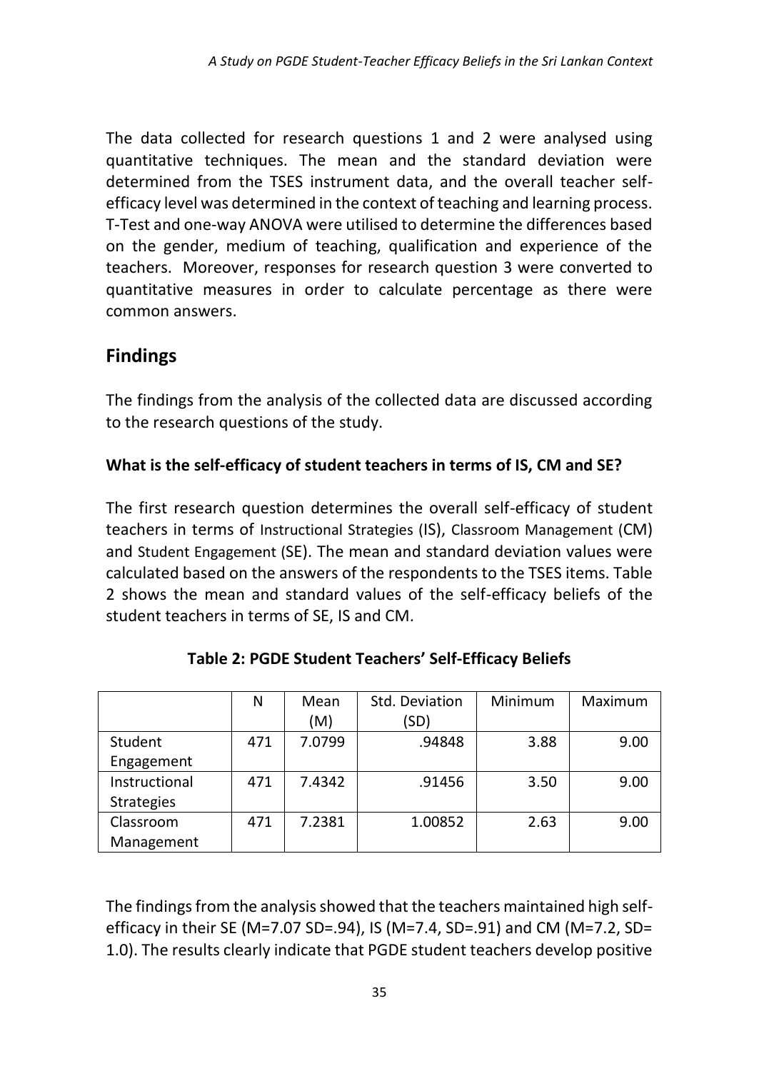The data collected for research questions 1 and 2 were analysed using quantitative techniques. The mean and the standard deviation were determined from the TSES instrument data, and the overall teacher self-efficacy level was determined in the context of teaching and learning process. T-Test and one-way ANOVA were utilised to determine the differences based on the gender, medium of teaching, qualification and experience of the teachers. Moreover, responses for research question 3 were converted to quantitative measures in order to calculate percentage as there were common answers.

## Findings

The findings from the analysis of the collected data are discussed according to the research questions of the study.

### What is the self-efficacy of student teachers in terms of IS, CM and SE?

The first research question determines the overall self-efficacy of student teachers in terms of Instructional Strategies (IS), Classroom Management (CM) and Student Engagement (SE). The mean and standard deviation values were calculated based on the answers of the respondents to the TSES items. Table 2 shows the mean and standard values of the self-efficacy beliefs of the student teachers in terms of SE, IS and CM.

**Table 2: PGDE Student Teachers' Self-Efficacy Beliefs**

| | N | Mean (M) | Std. Deviation (SD) | Minimum | Maximum |
|---|---|---|---|---|---|
| Student Engagement | 471 | 7.0799 | .94848 | 3.88 | 9.00 |
| Instructional Strategies | 471 | 7.4342 | .91456 | 3.50 | 9.00 |
| Classroom Management | 471 | 7.2381 | 1.00852 | 2.63 | 9.00 |

The findings from the analysis showed that the teachers maintained high self-efficacy in their SE (M=7.07 SD=.94), IS (M=7.4, SD=.91) and CM (M=7.2, SD= 1.0). The results clearly indicate that PGDE student teachers develop positive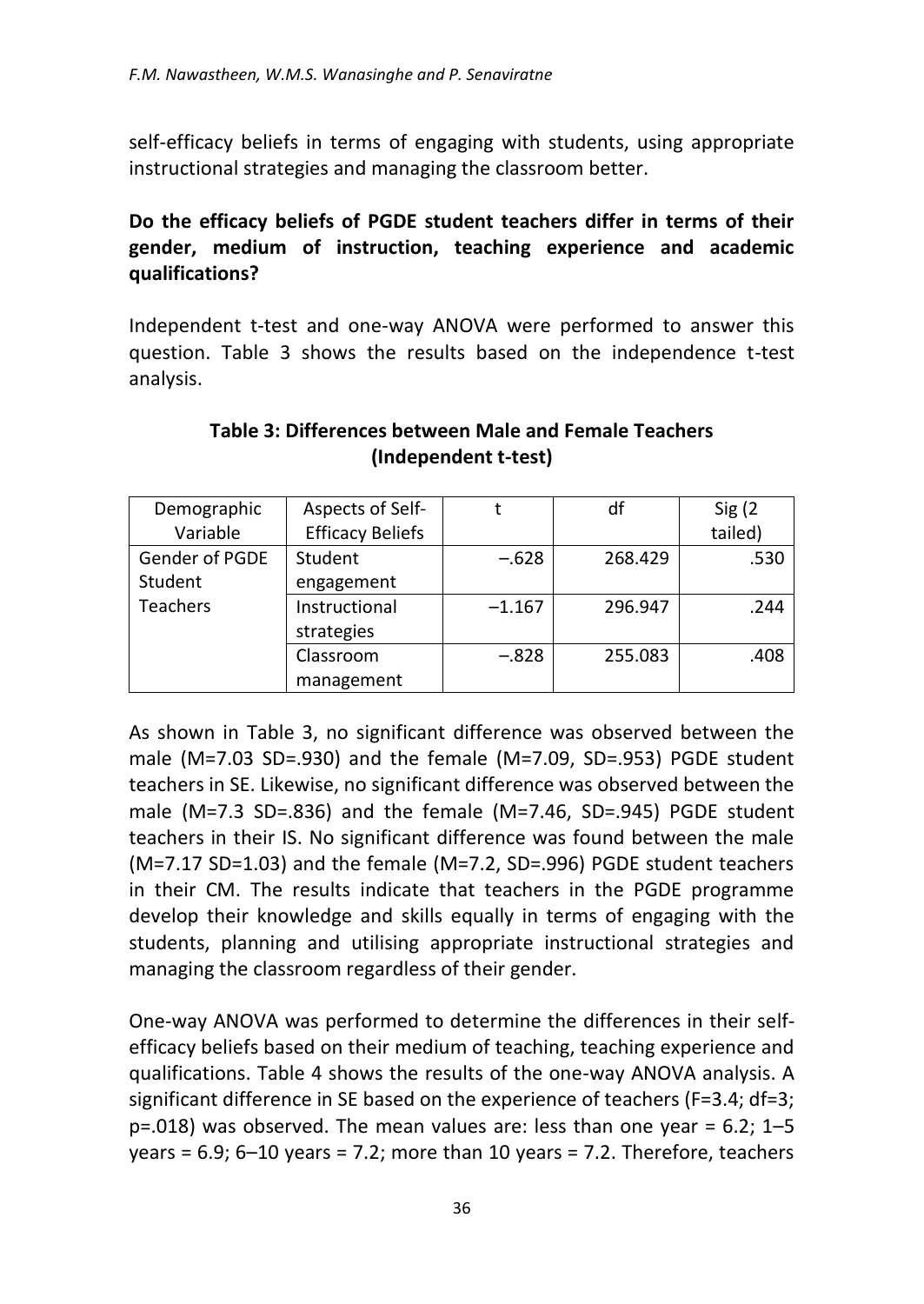self-efficacy beliefs in terms of engaging with students, using appropriate instructional strategies and managing the classroom better.

**Do the efficacy beliefs of PGDE student teachers differ in terms of their gender, medium of instruction, teaching experience and academic qualifications?**

Independent t-test and one-way ANOVA were performed to answer this question. Table 3 shows the results based on the independence t-test analysis.

**Table 3: Differences between Male and Female Teachers (Independent t-test)**

| Demographic Variable | Aspects of Self-Efficacy Beliefs | t | df | Sig (2 tailed) |
|---|---|---|---|---|
| Gender of PGDE Student Teachers | Student engagement | –.628 | 268.429 | .530 |
| | Instructional strategies | –1.167 | 296.947 | .244 |
| | Classroom management | –.828 | 255.083 | .408 |

As shown in Table 3, no significant difference was observed between the male (M=7.03 SD=.930) and the female (M=7.09, SD=.953) PGDE student teachers in SE. Likewise, no significant difference was observed between the male (M=7.3 SD=.836) and the female (M=7.46, SD=.945) PGDE student teachers in their IS. No significant difference was found between the male (M=7.17 SD=1.03) and the female (M=7.2, SD=.996) PGDE student teachers in their CM. The results indicate that teachers in the PGDE programme develop their knowledge and skills equally in terms of engaging with the students, planning and utilising appropriate instructional strategies and managing the classroom regardless of their gender.

One-way ANOVA was performed to determine the differences in their self-efficacy beliefs based on their medium of teaching, teaching experience and qualifications. Table 4 shows the results of the one-way ANOVA analysis. A significant difference in SE based on the experience of teachers (F=3.4; df=3; p=.018) was observed. The mean values are: less than one year = 6.2; 1–5 years = 6.9; 6–10 years = 7.2; more than 10 years = 7.2. Therefore, teachers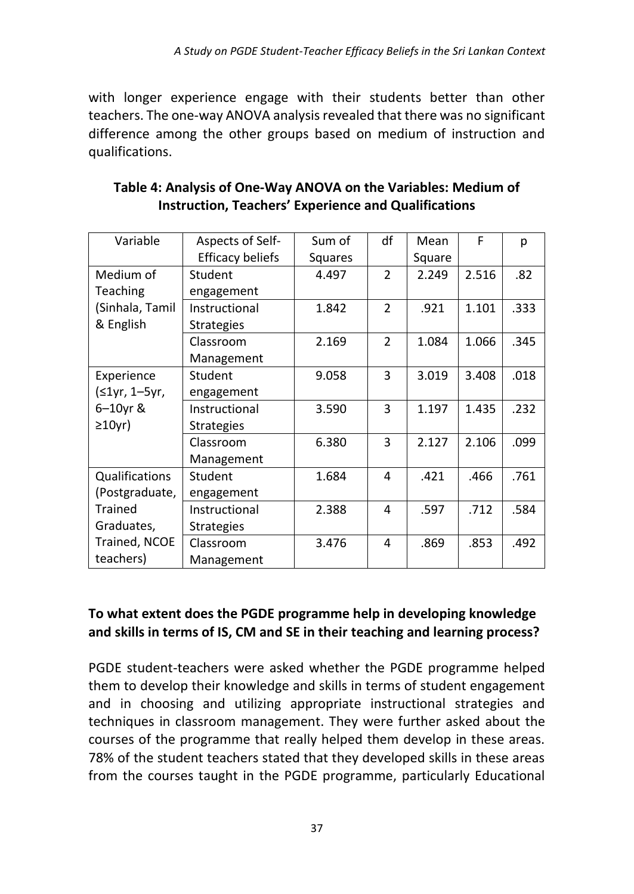with longer experience engage with their students better than other teachers. The one-way ANOVA analysis revealed that there was no significant difference among the other groups based on medium of instruction and qualifications.

**Table 4: Analysis of One-Way ANOVA on the Variables: Medium of Instruction, Teachers' Experience and Qualifications**

| Variable | Aspects of Self-Efficacy beliefs | Sum of Squares | df | Mean Square | F | p |
|---|---|---|---|---|---|---|
| Medium of Teaching (Sinhala, Tamil & English | Student engagement | 4.497 | 2 | 2.249 | 2.516 | .82 |
| | Instructional Strategies | 1.842 | 2 | .921 | 1.101 | .333 |
| | Classroom Management | 2.169 | 2 | 1.084 | 1.066 | .345 |
| Experience (≤1yr, 1–5yr, 6–10yr & ≥10yr) | Student engagement | 9.058 | 3 | 3.019 | 3.408 | .018 |
| | Instructional Strategies | 3.590 | 3 | 1.197 | 1.435 | .232 |
| | Classroom Management | 6.380 | 3 | 2.127 | 2.106 | .099 |
| Qualifications (Postgraduate, Trained Graduates, Trained, NCOE teachers) | Student engagement | 1.684 | 4 | .421 | .466 | .761 |
| | Instructional Strategies | 2.388 | 4 | .597 | .712 | .584 |
| | Classroom Management | 3.476 | 4 | .869 | .853 | .492 |

### To what extent does the PGDE programme help in developing knowledge and skills in terms of IS, CM and SE in their teaching and learning process?

PGDE student-teachers were asked whether the PGDE programme helped them to develop their knowledge and skills in terms of student engagement and in choosing and utilizing appropriate instructional strategies and techniques in classroom management. They were further asked about the courses of the programme that really helped them develop in these areas. 78% of the student teachers stated that they developed skills in these areas from the courses taught in the PGDE programme, particularly Educational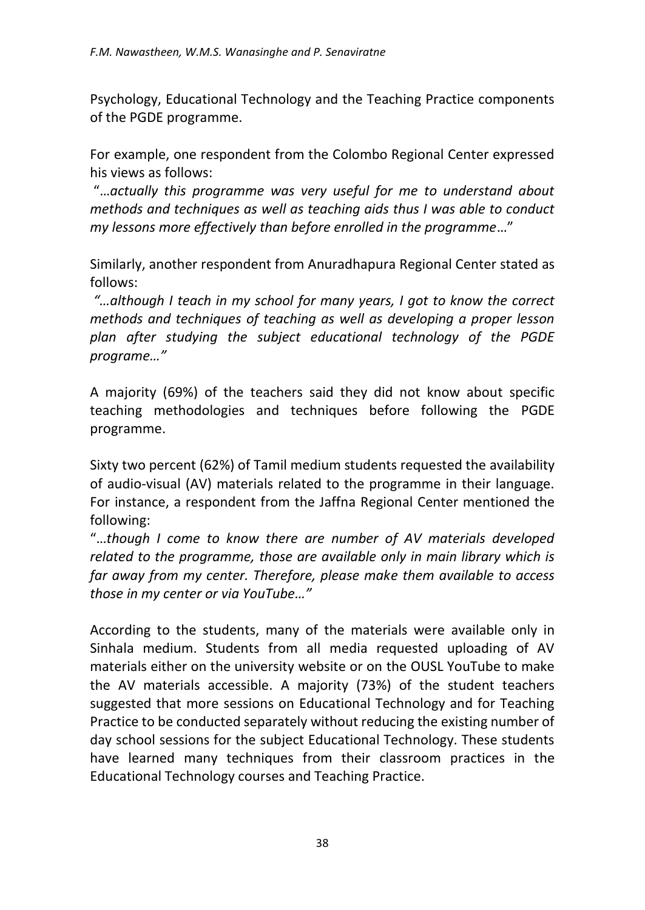Psychology, Educational Technology and the Teaching Practice components of the PGDE programme.

For example, one respondent from the Colombo Regional Center expressed his views as follows:

"…*actually this programme was very useful for me to understand about methods and techniques as well as teaching aids thus I was able to conduct my lessons more effectively than before enrolled in the programme*…"

Similarly, another respondent from Anuradhapura Regional Center stated as follows:

*"…although I teach in my school for many years, I got to know the correct methods and techniques of teaching as well as developing a proper lesson plan after studying the subject educational technology of the PGDE programe…"*

A majority (69%) of the teachers said they did not know about specific teaching methodologies and techniques before following the PGDE programme.

Sixty two percent (62%) of Tamil medium students requested the availability of audio-visual (AV) materials related to the programme in their language. For instance, a respondent from the Jaffna Regional Center mentioned the following:

"…*though I come to know there are number of AV materials developed related to the programme, those are available only in main library which is far away from my center. Therefore, please make them available to access those in my center or via YouTube…"*

According to the students, many of the materials were available only in Sinhala medium. Students from all media requested uploading of AV materials either on the university website or on the OUSL YouTube to make the AV materials accessible. A majority (73%) of the student teachers suggested that more sessions on Educational Technology and for Teaching Practice to be conducted separately without reducing the existing number of day school sessions for the subject Educational Technology. These students have learned many techniques from their classroom practices in the Educational Technology courses and Teaching Practice.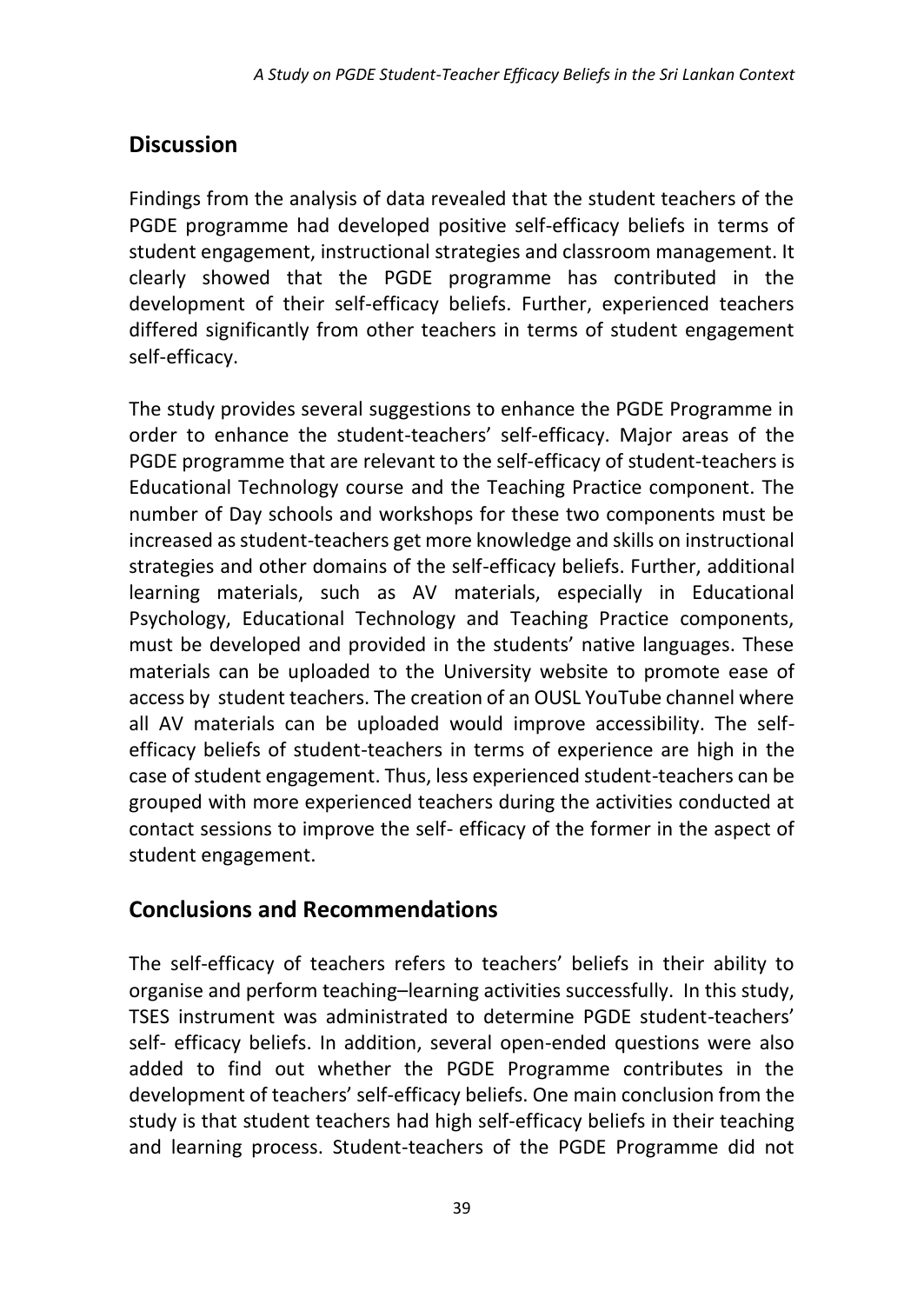## Discussion

Findings from the analysis of data revealed that the student teachers of the PGDE programme had developed positive self-efficacy beliefs in terms of student engagement, instructional strategies and classroom management. It clearly showed that the PGDE programme has contributed in the development of their self-efficacy beliefs. Further, experienced teachers differed significantly from other teachers in terms of student engagement self-efficacy.

The study provides several suggestions to enhance the PGDE Programme in order to enhance the student-teachers' self-efficacy. Major areas of the PGDE programme that are relevant to the self-efficacy of student-teachers is Educational Technology course and the Teaching Practice component. The number of Day schools and workshops for these two components must be increased as student-teachers get more knowledge and skills on instructional strategies and other domains of the self-efficacy beliefs. Further, additional learning materials, such as AV materials, especially in Educational Psychology, Educational Technology and Teaching Practice components, must be developed and provided in the students' native languages. These materials can be uploaded to the University website to promote ease of access by student teachers. The creation of an OUSL YouTube channel where all AV materials can be uploaded would improve accessibility. The self-efficacy beliefs of student-teachers in terms of experience are high in the case of student engagement. Thus, less experienced student-teachers can be grouped with more experienced teachers during the activities conducted at contact sessions to improve the self- efficacy of the former in the aspect of student engagement.

## Conclusions and Recommendations

The self-efficacy of teachers refers to teachers' beliefs in their ability to organise and perform teaching–learning activities successfully. In this study, TSES instrument was administrated to determine PGDE student-teachers' self- efficacy beliefs. In addition, several open-ended questions were also added to find out whether the PGDE Programme contributes in the development of teachers' self-efficacy beliefs. One main conclusion from the study is that student teachers had high self-efficacy beliefs in their teaching and learning process. Student-teachers of the PGDE Programme did not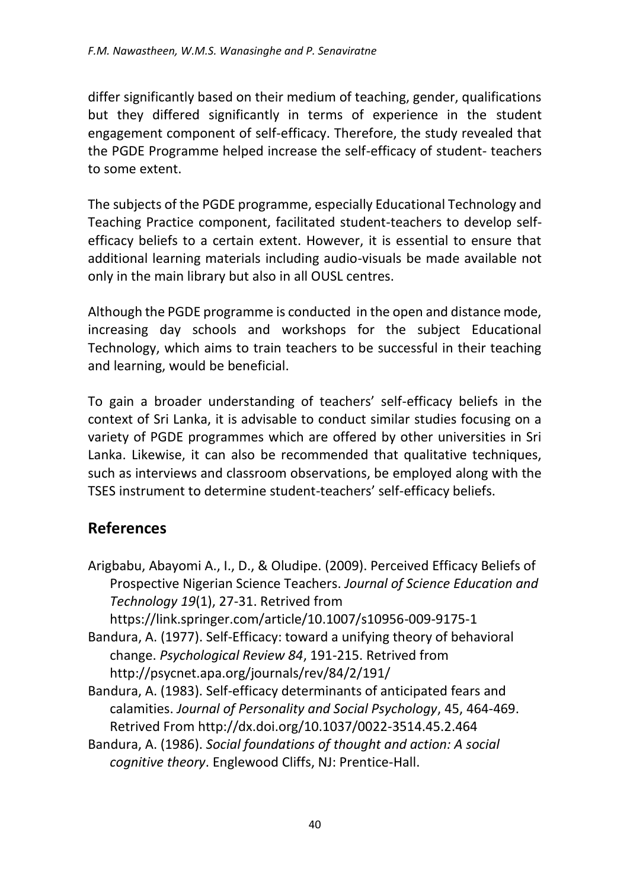differ significantly based on their medium of teaching, gender, qualifications but they differed significantly in terms of experience in the student engagement component of self-efficacy. Therefore, the study revealed that the PGDE Programme helped increase the self-efficacy of student- teachers to some extent.

The subjects of the PGDE programme, especially Educational Technology and Teaching Practice component, facilitated student-teachers to develop self-efficacy beliefs to a certain extent. However, it is essential to ensure that additional learning materials including audio-visuals be made available not only in the main library but also in all OUSL centres.

Although the PGDE programme is conducted in the open and distance mode, increasing day schools and workshops for the subject Educational Technology, which aims to train teachers to be successful in their teaching and learning, would be beneficial.

To gain a broader understanding of teachers' self-efficacy beliefs in the context of Sri Lanka, it is advisable to conduct similar studies focusing on a variety of PGDE programmes which are offered by other universities in Sri Lanka. Likewise, it can also be recommended that qualitative techniques, such as interviews and classroom observations, be employed along with the TSES instrument to determine student-teachers' self-efficacy beliefs.

## References

Arigbabu, Abayomi A., I., D., & Oludipe. (2009). Perceived Efficacy Beliefs of Prospective Nigerian Science Teachers. *Journal of Science Education and Technology 19*(1), 27-31. Retrived from https://link.springer.com/article/10.1007/s10956-009-9175-1

Bandura, A. (1977). Self-Efficacy: toward a unifying theory of behavioral change. *Psychological Review 84*, 191-215. Retrived from http://psycnet.apa.org/journals/rev/84/2/191/

Bandura, A. (1983). Self-efficacy determinants of anticipated fears and calamities. *Journal of Personality and Social Psychology*, 45, 464-469. Retrived From http://dx.doi.org/10.1037/0022-3514.45.2.464

Bandura, A. (1986). *Social foundations of thought and action: A social cognitive theory*. Englewood Cliffs, NJ: Prentice-Hall.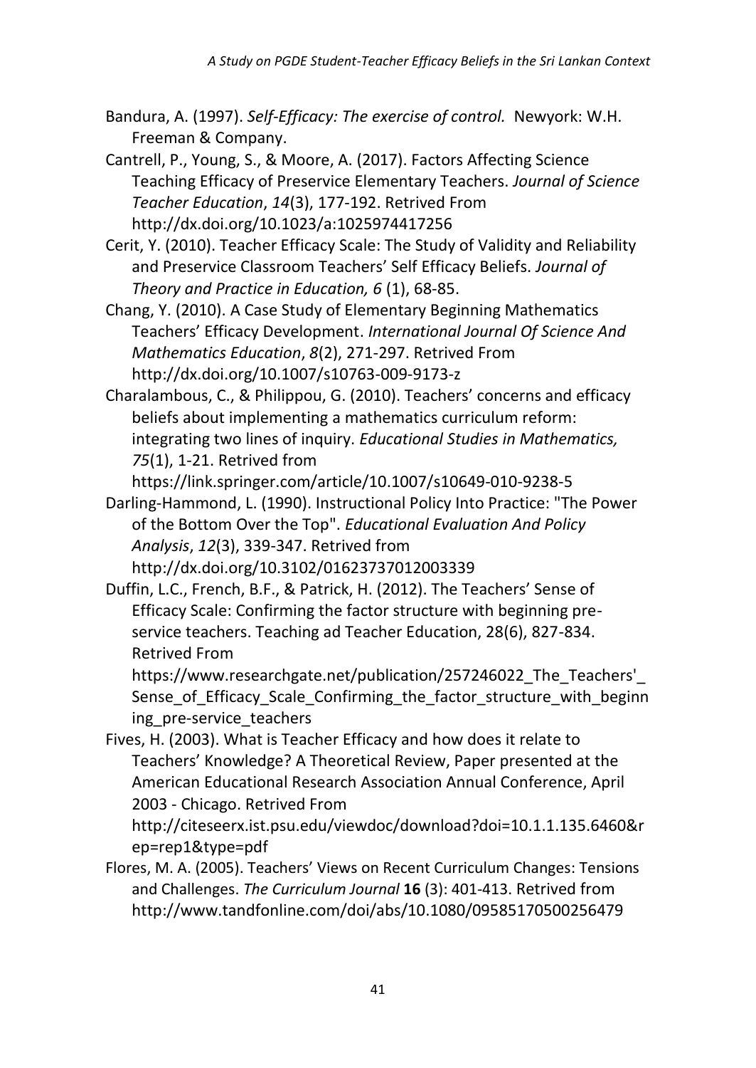Bandura, A. (1997). *Self-Efficacy: The exercise of control.* Newyork: W.H. Freeman & Company.

Cantrell, P., Young, S., & Moore, A. (2017). Factors Affecting Science Teaching Efficacy of Preservice Elementary Teachers. *Journal of Science Teacher Education*, *14*(3), 177-192. Retrived From http://dx.doi.org/10.1023/a:1025974417256

Cerit, Y. (2010). Teacher Efficacy Scale: The Study of Validity and Reliability and Preservice Classroom Teachers' Self Efficacy Beliefs. *Journal of Theory and Practice in Education, 6* (1), 68-85.

Chang, Y. (2010). A Case Study of Elementary Beginning Mathematics Teachers' Efficacy Development. *International Journal Of Science And Mathematics Education*, *8*(2), 271-297. Retrived From http://dx.doi.org/10.1007/s10763-009-9173-z

Charalambous, C., & Philippou, G. (2010). Teachers' concerns and efficacy beliefs about implementing a mathematics curriculum reform: integrating two lines of inquiry. *Educational Studies in Mathematics, 75*(1), 1-21. Retrived from https://link.springer.com/article/10.1007/s10649-010-9238-5

Darling-Hammond, L. (1990). Instructional Policy Into Practice: "The Power of the Bottom Over the Top". *Educational Evaluation And Policy Analysis*, *12*(3), 339-347. Retrived from http://dx.doi.org/10.3102/01623737012003339

Duffin, L.C., French, B.F., & Patrick, H. (2012). The Teachers' Sense of Efficacy Scale: Confirming the factor structure with beginning pre-service teachers. Teaching ad Teacher Education, 28(6), 827-834. Retrived From https://www.researchgate.net/publication/257246022_The_Teachers'_Sense_of_Efficacy_Scale_Confirming_the_factor_structure_with_beginning_pre-service_teachers

Fives, H. (2003). What is Teacher Efficacy and how does it relate to Teachers' Knowledge? A Theoretical Review, Paper presented at the American Educational Research Association Annual Conference, April 2003 - Chicago. Retrived From http://citeseerx.ist.psu.edu/viewdoc/download?doi=10.1.1.135.6460&rep=rep1&type=pdf

Flores, M. A. (2005). Teachers' Views on Recent Curriculum Changes: Tensions and Challenges. *The Curriculum Journal* **16** (3): 401-413. Retrived from http://www.tandfonline.com/doi/abs/10.1080/09585170500256479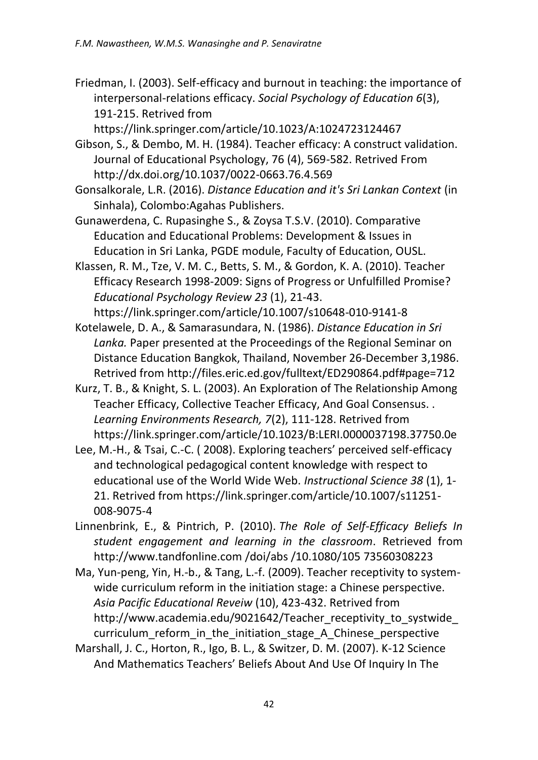Friedman, I. (2003). Self-efficacy and burnout in teaching: the importance of interpersonal-relations efficacy. *Social Psychology of Education 6*(3), 191-215. Retrived from https://link.springer.com/article/10.1023/A:1024723124467

Gibson, S., & Dembo, M. H. (1984). Teacher efficacy: A construct validation. Journal of Educational Psychology, 76 (4), 569-582. Retrived From http://dx.doi.org/10.1037/0022-0663.76.4.569

Gonsalkorale, L.R. (2016). *Distance Education and it's Sri Lankan Context* (in Sinhala), Colombo:Agahas Publishers.

Gunawerdena, C. Rupasinghe S., & Zoysa T.S.V. (2010). Comparative Education and Educational Problems: Development & Issues in Education in Sri Lanka, PGDE module, Faculty of Education, OUSL.

Klassen, R. M., Tze, V. M. C., Betts, S. M., & Gordon, K. A. (2010). Teacher Efficacy Research 1998-2009: Signs of Progress or Unfulfilled Promise? *Educational Psychology Review 23* (1), 21-43. https://link.springer.com/article/10.1007/s10648-010-9141-8

Kotelawele, D. A., & Samarasundara, N. (1986). *Distance Education in Sri Lanka.* Paper presented at the Proceedings of the Regional Seminar on Distance Education Bangkok, Thailand, November 26-December 3,1986. Retrived from http://files.eric.ed.gov/fulltext/ED290864.pdf#page=712

Kurz, T. B., & Knight, S. L. (2003). An Exploration of The Relationship Among Teacher Efficacy, Collective Teacher Efficacy, And Goal Consensus. . *Learning Environments Research, 7*(2), 111-128. Retrived from https://link.springer.com/article/10.1023/B:LERI.0000037198.37750.0e

Lee, M.-H., & Tsai, C.-C. ( 2008). Exploring teachers' perceived self-efficacy and technological pedagogical content knowledge with respect to educational use of the World Wide Web. *Instructional Science 38* (1), 1-21. Retrived from https://link.springer.com/article/10.1007/s11251-008-9075-4

Linnenbrink, E., & Pintrich, P. (2010). *The Role of Self-Efficacy Beliefs In student engagement and learning in the classroom*. Retrieved from http://www.tandfonline.com /doi/abs /10.1080/105 73560308223

Ma, Yun-peng, Yin, H.-b., & Tang, L.-f. (2009). Teacher receptivity to system-wide curriculum reform in the initiation stage: a Chinese perspective. *Asia Pacific Educational Reveiw* (10), 423-432. Retrived from http://www.academia.edu/9021642/Teacher_receptivity_to_systwide_curriculum_reform_in_the_initiation_stage_A_Chinese_perspective

Marshall, J. C., Horton, R., Igo, B. L., & Switzer, D. M. (2007). K-12 Science And Mathematics Teachers' Beliefs About And Use Of Inquiry In The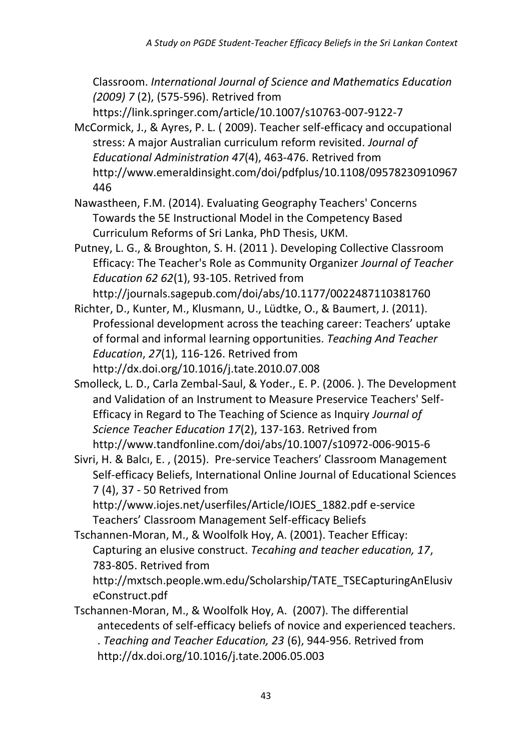Classroom. *International Journal of Science and Mathematics Education (2009) 7* (2), (575-596). Retrived from https://link.springer.com/article/10.1007/s10763-007-9122-7

McCormick, J., & Ayres, P. L. ( 2009). Teacher self-efficacy and occupational stress: A major Australian curriculum reform revisited. *Journal of Educational Administration 47*(4), 463-476. Retrived from http://www.emeraldinsight.com/doi/pdfplus/10.1108/09578230910967446

Nawastheen, F.M. (2014). Evaluating Geography Teachers' Concerns Towards the 5E Instructional Model in the Competency Based Curriculum Reforms of Sri Lanka, PhD Thesis, UKM.

Putney, L. G., & Broughton, S. H. (2011 ). Developing Collective Classroom Efficacy: The Teacher's Role as Community Organizer *Journal of Teacher Education 62 62*(1), 93-105. Retrived from http://journals.sagepub.com/doi/abs/10.1177/0022487110381760

Richter, D., Kunter, M., Klusmann, U., Lüdtke, O., & Baumert, J. (2011). Professional development across the teaching career: Teachers' uptake of formal and informal learning opportunities. *Teaching And Teacher Education*, *27*(1), 116-126. Retrived from http://dx.doi.org/10.1016/j.tate.2010.07.008

Smolleck, L. D., Carla Zembal-Saul, & Yoder., E. P. (2006. ). The Development and Validation of an Instrument to Measure Preservice Teachers' Self-Efficacy in Regard to The Teaching of Science as Inquiry *Journal of Science Teacher Education 17*(2), 137-163. Retrived from http://www.tandfonline.com/doi/abs/10.1007/s10972-006-9015-6

Sivri, H. & Balcı, E. , (2015). Pre-service Teachers' Classroom Management Self-efficacy Beliefs, International Online Journal of Educational Sciences 7 (4), 37 - 50 Retrived from http://www.iojes.net/userfiles/Article/IOJES_1882.pdf e-service Teachers' Classroom Management Self-efficacy Beliefs

Tschannen-Moran, M., & Woolfolk Hoy, A. (2001). Teacher Efficay: Capturing an elusive construct. *Tecahing and teacher education, 17*, 783-805. Retrived from http://mxtsch.people.wm.edu/Scholarship/TATE_TSECapturingAnElusiveConstruct.pdf

Tschannen-Moran, M., & Woolfolk Hoy, A. (2007). The differential antecedents of self-efficacy beliefs of novice and experienced teachers. . *Teaching and Teacher Education, 23* (6), 944-956. Retrived from http://dx.doi.org/10.1016/j.tate.2006.05.003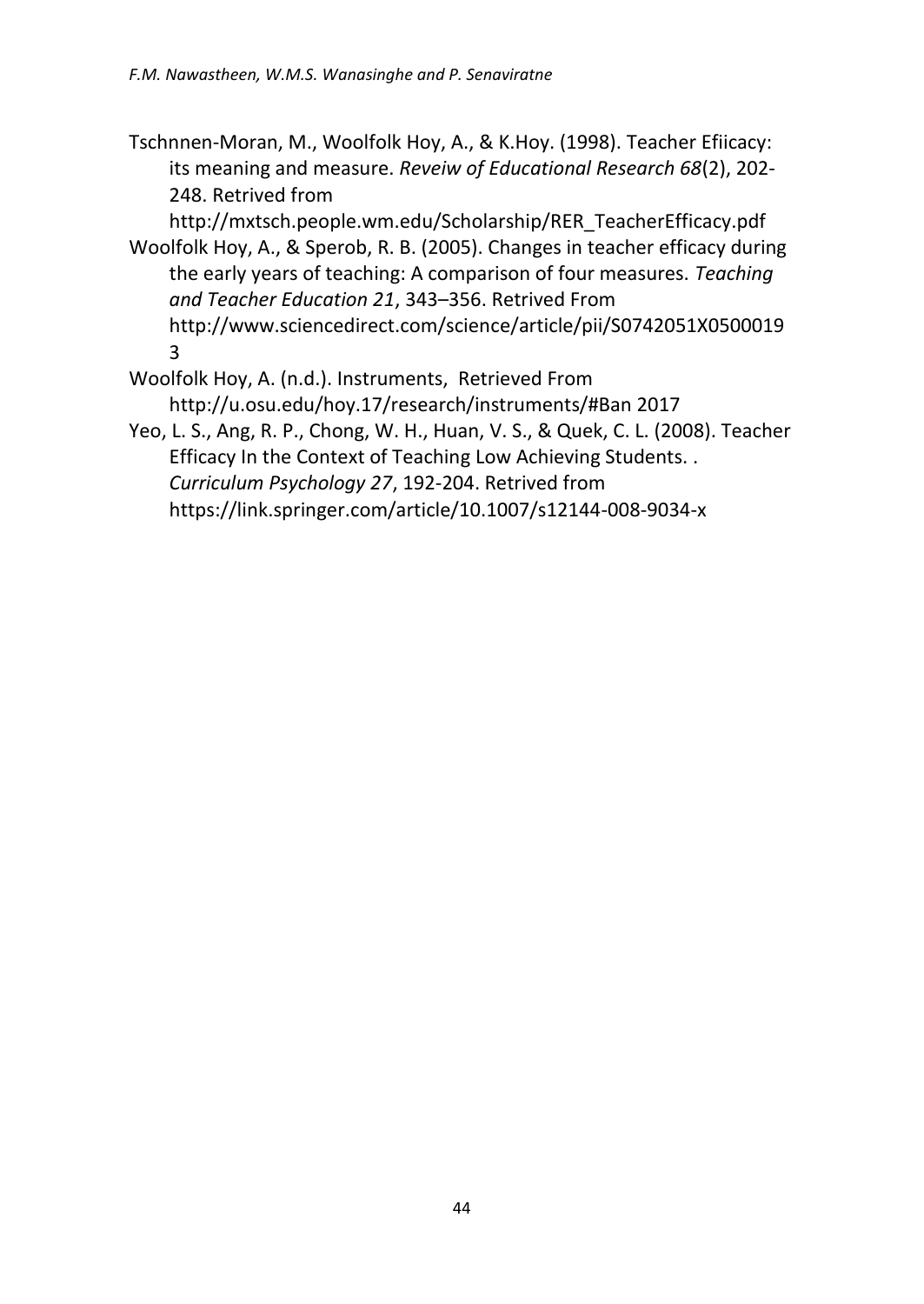Tschnnen-Moran, M., Woolfolk Hoy, A., & K.Hoy. (1998). Teacher Efiicacy: its meaning and measure. *Reveiw of Educational Research 68*(2), 202-248. Retrived from http://mxtsch.people.wm.edu/Scholarship/RER_TeacherEfficacy.pdf

Woolfolk Hoy, A., & Sperob, R. B. (2005). Changes in teacher efficacy during the early years of teaching: A comparison of four measures. *Teaching and Teacher Education 21*, 343–356. Retrived From http://www.sciencedirect.com/science/article/pii/S0742051X05000193

Woolfolk Hoy, A. (n.d.). Instruments, Retrieved From http://u.osu.edu/hoy.17/research/instruments/#Ban 2017

Yeo, L. S., Ang, R. P., Chong, W. H., Huan, V. S., & Quek, C. L. (2008). Teacher Efficacy In the Context of Teaching Low Achieving Students. . *Curriculum Psychology 27*, 192-204. Retrived from https://link.springer.com/article/10.1007/s12144-008-9034-x